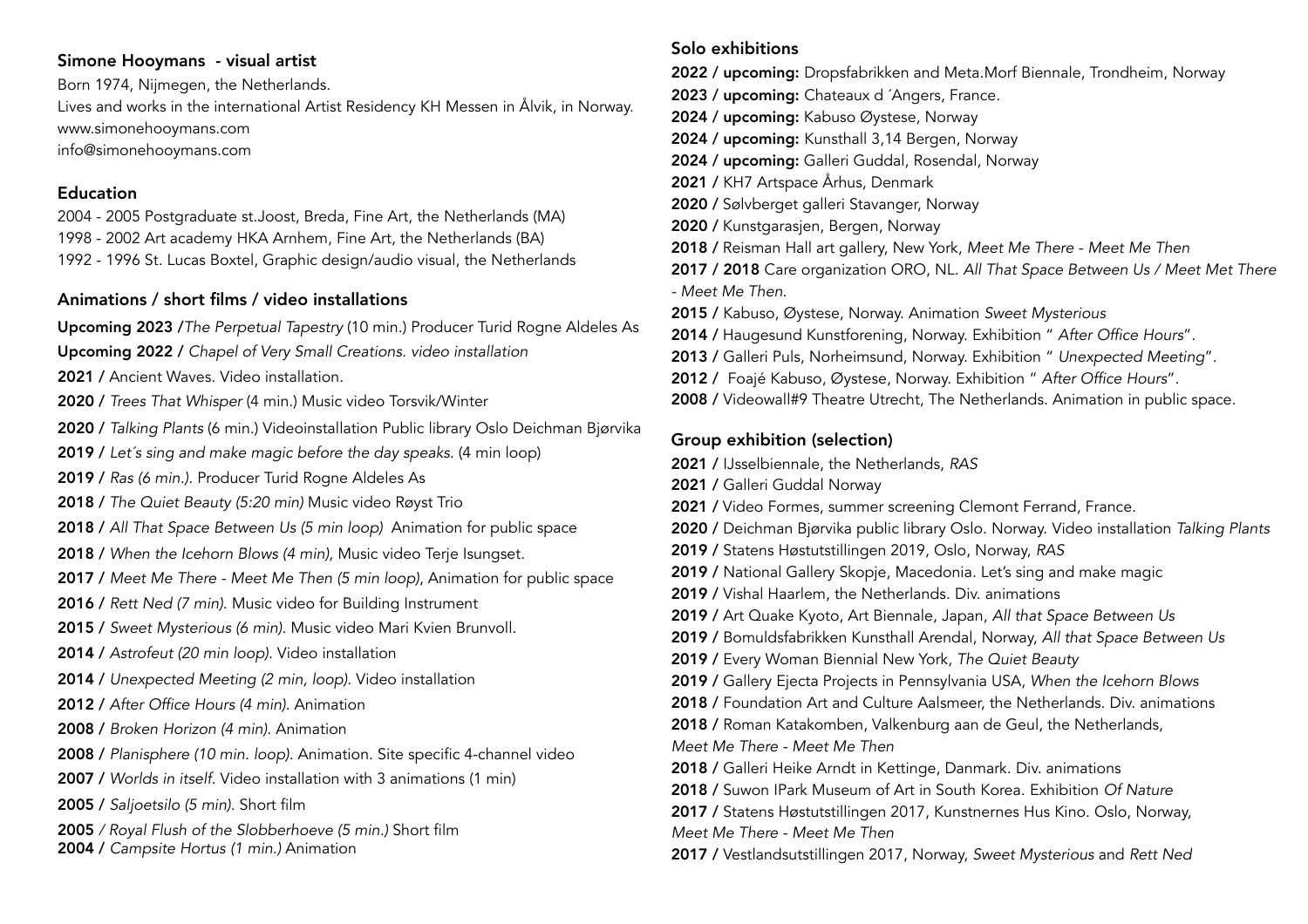## Simone Hooymans - visual artist

Born 1974, Nijmegen, the Netherlands.
Lives and works in the international Artist Residency KH Messen in Ålvik, in Norway.
www.simonehooymans.com
info@simonehooymans.com

## Education

2004 - 2005 Postgraduate st.Joost, Breda, Fine Art, the Netherlands (MA)
1998 - 2002 Art academy HKA Arnhem, Fine Art, the Netherlands (BA)
1992 - 1996 St. Lucas Boxtel, Graphic design/audio visual, the Netherlands

## Animations / short films / video installations

**Upcoming 2023 /** *The Perpetual Tapestry* (10 min.) Producer Turid Rogne Aldeles As
**Upcoming 2022 /** *Chapel of Very Small Creations. video installation*
**2021 /** Ancient Waves. Video installation.
**2020 /** *Trees That Whisper* (4 min.) Music video Torsvik/Winter
**2020 /** *Talking Plants* (6 min.) Videoinstallation Public library Oslo Deichman Bjørvika
**2019 /** *Let´s sing and make magic before the day speaks.* (4 min loop)
**2019 /** *Ras (6 min.)*. Producer Turid Rogne Aldeles As
**2018 /** *The Quiet Beauty (5:20 min)* Music video Røyst Trio
**2018 /** *All That Space Between Us (5 min loop)* Animation for public space
**2018 /** *When the Icehorn Blows (4 min)*, Music video Terje Isungset.
**2017 /** *Meet Me There - Meet Me Then (5 min loop)*, Animation for public space
**2016 /** *Rett Ned (7 min).* Music video for Building Instrument
**2015 /** *Sweet Mysterious (6 min).* Music video Mari Kvien Brunvoll.
**2014 /** *Astrofeut (20 min loop).* Video installation
**2014 /** *Unexpected Meeting (2 min, loop).* Video installation
**2012 /** *After Office Hours (4 min).* Animation
**2008 /** *Broken Horizon (4 min).* Animation
**2008 /** *Planisphere (10 min. loop).* Animation. Site specific 4-channel video
**2007 /** *Worlds in itself.* Video installation with 3 animations (1 min)
**2005 /** *Saljoetsilo (5 min).* Short film
**2005** */ Royal Flush of the Slobberhoeve (5 min.)* Short film
**2004 /** *Campsite Hortus (1 min.)* Animation

## Solo exhibitions

**2022 / upcoming:** Dropsfabrikken and Meta.Morf Biennale, Trondheim, Norway
**2023 / upcoming:** Chateaux d ´Angers, France.
**2024 / upcoming:** Kabuso Øystese, Norway
**2024 / upcoming:** Kunsthall 3,14 Bergen, Norway
**2024 / upcoming:** Galleri Guddal, Rosendal, Norway
**2021 /** KH7 Artspace Århus, Denmark
**2020 /** Sølvberget galleri Stavanger, Norway
**2020 /** Kunstgarasjen, Bergen, Norway
**2018 /** Reisman Hall art gallery, New York, *Meet Me There - Meet Me Then*
**2017 / 2018** Care organization ORO, NL. *All That Space Between Us / Meet Met There - Meet Me Then.*
**2015 /** Kabuso, Øystese, Norway. Animation *Sweet Mysterious*
**2014 /** Haugesund Kunstforening, Norway. Exhibition " *After Office Hours*".
**2013 /** Galleri Puls, Norheimsund, Norway. Exhibition " *Unexpected Meeting*".
**2012 /** Foajé Kabuso, Øystese, Norway. Exhibition " *After Office Hours*".
**2008 /** Videowall#9 Theatre Utrecht, The Netherlands. Animation in public space.

## Group exhibition (selection)

**2021 /** IJsselbiennale, the Netherlands, *RAS*
**2021 /** Galleri Guddal Norway
**2021 /** Video Formes, summer screening Clemont Ferrand, France.
**2020 /** Deichman Bjørvika public library Oslo. Norway. Video installation *Talking Plants*
**2019 /** Statens Høstutstillingen 2019, Oslo, Norway, *RAS*
**2019 /** National Gallery Skopje, Macedonia. Let's sing and make magic
**2019 /** Vishal Haarlem, the Netherlands. Div. animations
**2019 /** Art Quake Kyoto, Art Biennale, Japan, *All that Space Between Us*
**2019 /** Bomuldsfabrikken Kunsthall Arendal, Norway, *All that Space Between Us*
**2019 /** Every Woman Biennial New York, *The Quiet Beauty*
**2019 /** Gallery Ejecta Projects in Pennsylvania USA, *When the Icehorn Blows*
**2018 /** Foundation Art and Culture Aalsmeer, the Netherlands. Div. animations
**2018 /** Roman Katakomben, Valkenburg aan de Geul, the Netherlands, *Meet Me There - Meet Me Then*
**2018 /** Galleri Heike Arndt in Kettinge, Danmark. Div. animations
**2018 /** Suwon IPark Museum of Art in South Korea. Exhibition *Of Nature*
**2017 /** Statens Høstutstillingen 2017, Kunstnernes Hus Kino. Oslo, Norway, *Meet Me There - Meet Me Then*
**2017 /** Vestlandsutstillingen 2017, Norway, *Sweet Mysterious* and *Rett Ned*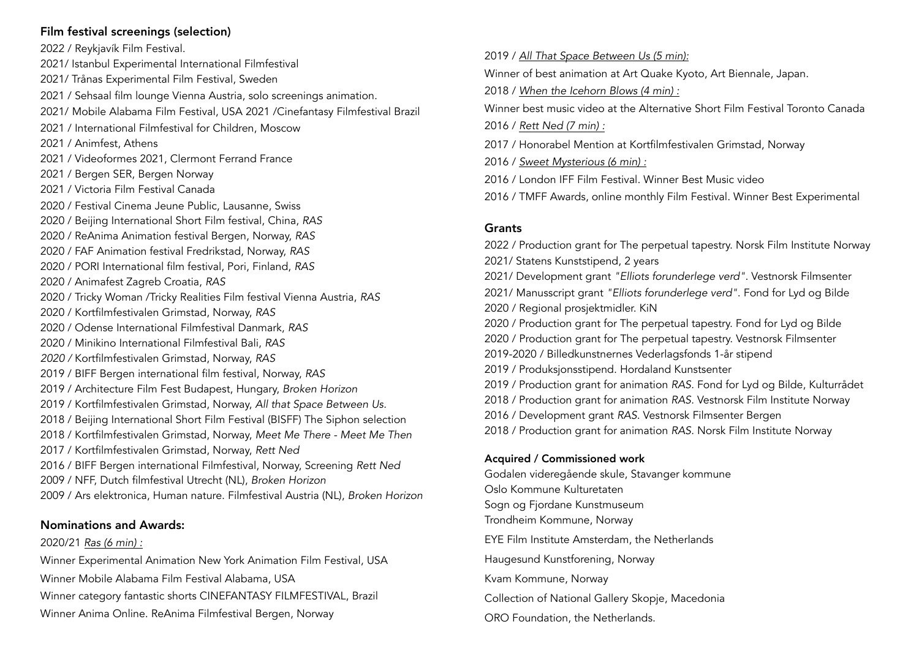## Film festival screenings (selection)

2022 / Reykjavík Film Festival.
2021/ Istanbul Experimental International Filmfestival
2021/ Trånas Experimental Film Festival, Sweden
2021 / Sehsaal film lounge Vienna Austria, solo screenings animation.
2021/ Mobile Alabama Film Festival, USA 2021 /Cinefantasy Filmfestival Brazil
2021 / International Filmfestival for Children, Moscow
2021 / Animfest, Athens
2021 / Videoformes 2021, Clermont Ferrand France
2021 / Bergen SER, Bergen Norway
2021 / Victoria Film Festival Canada
2020 / Festival Cinema Jeune Public, Lausanne, Swiss
2020 / Beijing International Short Film festival, China, *RAS*
2020 / ReAnima Animation festival Bergen, Norway, *RAS*
2020 / FAF Animation festival Fredrikstad, Norway, *RAS*
2020 / PORI International film festival, Pori, Finland, *RAS*
2020 / Animafest Zagreb Croatia, *RAS*
2020 / Tricky Woman /Tricky Realities Film festival Vienna Austria, *RAS*
2020 / Kortfilmfestivalen Grimstad, Norway, *RAS*
2020 / Odense International Filmfestival Danmark, *RAS*
2020 / Minikino International Filmfestival Bali, *RAS*
*2020 /* Kortfilmfestivalen Grimstad, Norway, *RAS*
2019 / BIFF Bergen international film festival, Norway, *RAS*
2019 / Architecture Film Fest Budapest, Hungary, *Broken Horizon*
2019 / Kortfilmfestivalen Grimstad, Norway, *All that Space Between Us.*
2018 / Beijing International Short Film Festival (BISFF) The Siphon selection
2018 / Kortfilmfestivalen Grimstad, Norway, *Meet Me There - Meet Me Then*
2017 / Kortfilmfestivalen Grimstad, Norway, *Rett Ned*
2016 / BIFF Bergen international Filmfestival, Norway, Screening *Rett Ned*
2009 / NFF, Dutch filmfestival Utrecht (NL), *Broken Horizon*
2009 / Ars elektronica, Human nature. Filmfestival Austria (NL), *Broken Horizon*

## Nominations and Awards:

2020/21 *Ras (6 min) :*

Winner Experimental Animation New York Animation Film Festival, USA
Winner Mobile Alabama Film Festival Alabama, USA
Winner category fantastic shorts CINEFANTASY FILMFESTIVAL, Brazil
Winner Anima Online. ReAnima Filmfestival Bergen, Norway

2019 / *All That Space Between Us (5 min):*

Winner of best animation at Art Quake Kyoto, Art Biennale, Japan.

2018 / *When the Icehorn Blows (4 min) :*

Winner best music video at the Alternative Short Film Festival Toronto Canada

2016 / *Rett Ned (7 min) :*

2017 / Honorabel Mention at Kortfilmfestivalen Grimstad, Norway

2016 / *Sweet Mysterious (6 min) :*

2016 / London IFF Film Festival. Winner Best Music video
2016 / TMFF Awards, online monthly Film Festival. Winner Best Experimental

## Grants

2022 / Production grant for The perpetual tapestry. Norsk Film Institute Norway
2021/ Statens Kunststipend, 2 years
2021/ Development grant *"Elliots forunderlege verd"*. Vestnorsk Filmsenter
2021/ Manusscript grant *"Elliots forunderlege verd"*. Fond for Lyd og Bilde
2020 / Regional prosjektmidler. KiN
2020 / Production grant for The perpetual tapestry. Fond for Lyd og Bilde
2020 / Production grant for The perpetual tapestry. Vestnorsk Filmsenter
2019-2020 / Billedkunstnernes Vederlagsfonds 1-år stipend
2019 / Produksjonsstipend. Hordaland Kunstsenter
2019 / Production grant for animation *RAS*. Fond for Lyd og Bilde, Kulturrådet
2018 / Production grant for animation *RAS*. Vestnorsk Film Institute Norway
2016 / Development grant *RAS*. Vestnorsk Filmsenter Bergen
2018 / Production grant for animation *RAS*. Norsk Film Institute Norway

## Acquired / Commissioned work

Godalen videregående skule, Stavanger kommune
Oslo Kommune Kulturetaten
Sogn og Fjordane Kunstmuseum
Trondheim Kommune, Norway
EYE Film Institute Amsterdam, the Netherlands
Haugesund Kunstforening, Norway
Kvam Kommune, Norway
Collection of National Gallery Skopje, Macedonia
ORO Foundation, the Netherlands.